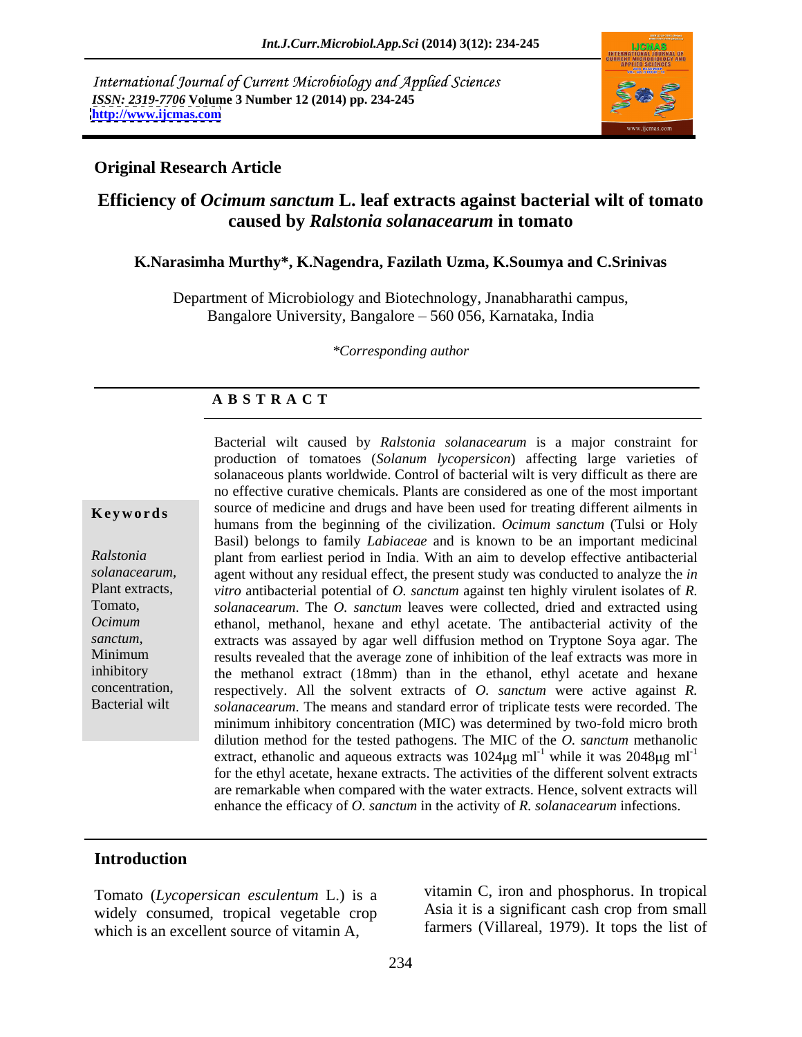*International Journal of Current Microbiology and Applied Sciences*
*ISSN: 2319-7706* **Volume 3 Number 12 (2014) pp. 234-245**
**http://www.ijcmas.com**

**Original Research Article**

# Efficiency of *Ocimum sanctum* L. leaf extracts against bacterial wilt of tomato caused by *Ralstonia solanacearum* in tomato

**K.Narasimha Murthy\*, K.Nagendra, Fazilath Uzma, K.Soumya and C.Srinivas**

Department of Microbiology and Biotechnology, Jnanabharathi campus, Bangalore University, Bangalore – 560 056, Karnataka, India

*\*Corresponding author*

## A B S T R A C T

**Keywords**

*Ralstonia solanacearum*, Plant extracts, Tomato, *Ocimum sanctum*, Minimum inhibitory concentration, Bacterial wilt

Bacterial wilt caused by *Ralstonia solanacearum* is a major constraint for production of tomatoes (*Solanum lycopersicon*) affecting large varieties of solanaceous plants worldwide. Control of bacterial wilt is very difficult as there are no effective curative chemicals. Plants are considered as one of the most important source of medicine and drugs and have been used for treating different ailments in humans from the beginning of the civilization. *Ocimum sanctum* (Tulsi or Holy Basil) belongs to family *Labiaceae* and is known to be an important medicinal plant from earliest period in India. With an aim to develop effective antibacterial agent without any residual effect, the present study was conducted to analyze the *in vitro* antibacterial potential of *O. sanctum* against ten highly virulent isolates of *R. solanacearum*. The *O. sanctum* leaves were collected, dried and extracted using ethanol, methanol, hexane and ethyl acetate. The antibacterial activity of the extracts was assayed by agar well diffusion method on Tryptone Soya agar. The results revealed that the average zone of inhibition of the leaf extracts was more in the methanol extract (18mm) than in the ethanol, ethyl acetate and hexane respectively. All the solvent extracts of *O. sanctum* were active against *R. solanacearum*. The means and standard error of triplicate tests were recorded. The minimum inhibitory concentration (MIC) was determined by two-fold micro broth dilution method for the tested pathogens. The MIC of the *O. sanctum* methanolic extract, ethanolic and aqueous extracts was 1024µg ml$^{-1}$ while it was 2048µg ml$^{-1}$ for the ethyl acetate, hexane extracts. The activities of the different solvent extracts are remarkable when compared with the water extracts. Hence, solvent extracts will enhance the efficacy of *O. sanctum* in the activity of *R. solanacearum* infections.

## Introduction

Tomato (*Lycopersican esculentum* L.) is a widely consumed, tropical vegetable crop which is an excellent source of vitamin A, vitamin C, iron and phosphorus. In tropical Asia it is a significant cash crop from small farmers (Villareal, 1979). It tops the list of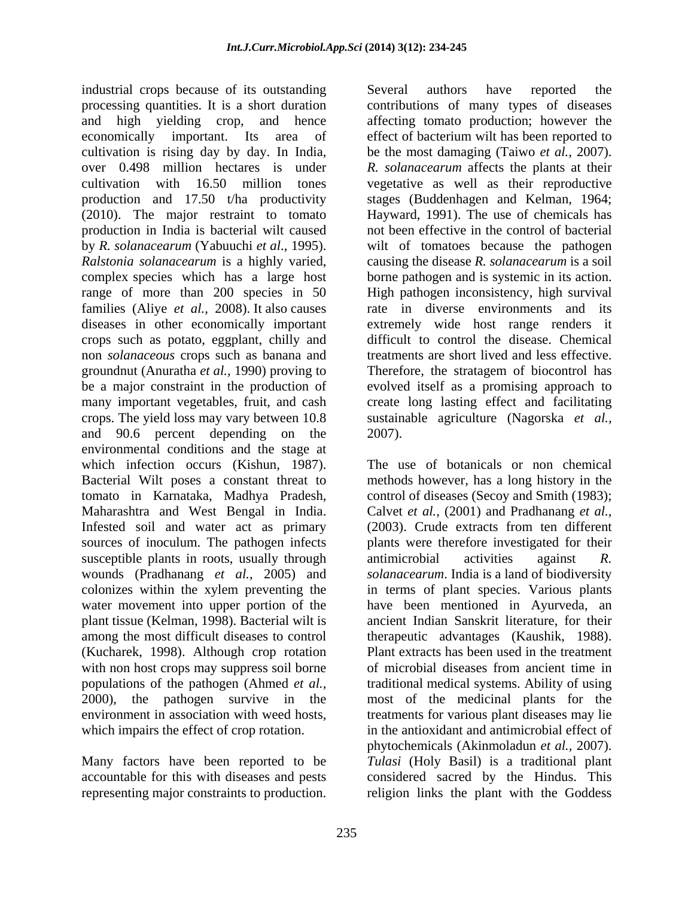industrial crops because of its outstanding processing quantities. It is a short duration and high yielding crop, and hence economically important. Its area of cultivation is rising day by day. In India, over 0.498 million hectares is under cultivation with 16.50 million tones production and 17.50 t/ha productivity (2010). The major restraint to tomato production in India is bacterial wilt caused by *R. solanacearum* (Yabuuchi *et al*., 1995). *Ralstonia solanacearum* is a highly varied, complex species which has a large host range of more than 200 species in 50 families (Aliye *et al.,* 2008). It also causes diseases in other economically important crops such as potato, eggplant, chilly and non *solanaceous* crops such as banana and groundnut (Anuratha *et al.,* 1990) proving to be a major constraint in the production of many important vegetables, fruit, and cash crops. The yield loss may vary between 10.8 and 90.6 percent depending on the environmental conditions and the stage at which infection occurs (Kishun, 1987). Bacterial Wilt poses a constant threat to tomato in Karnataka, Madhya Pradesh, Maharashtra and West Bengal in India. Infested soil and water act as primary sources of inoculum. The pathogen infects susceptible plants in roots, usually through wounds (Pradhanang *et al.,* 2005) and colonizes within the xylem preventing the water movement into upper portion of the plant tissue (Kelman, 1998). Bacterial wilt is among the most difficult diseases to control (Kucharek, 1998). Although crop rotation with non host crops may suppress soil borne populations of the pathogen (Ahmed *et al.,* 2000), the pathogen survive in the environment in association with weed hosts, which impairs the effect of crop rotation.

Many factors have been reported to be accountable for this with diseases and pests representing major constraints to production. Several authors have reported the contributions of many types of diseases affecting tomato production; however the effect of bacterium wilt has been reported to be the most damaging (Taiwo *et al.,* 2007). *R. solanacearum* affects the plants at their vegetative as well as their reproductive stages (Buddenhagen and Kelman, 1964; Hayward, 1991). The use of chemicals has not been effective in the control of bacterial wilt of tomatoes because the pathogen causing the disease *R. solanacearum* is a soil borne pathogen and is systemic in its action. High pathogen inconsistency, high survival rate in diverse environments and its extremely wide host range renders it difficult to control the disease. Chemical treatments are short lived and less effective. Therefore, the stratagem of biocontrol has evolved itself as a promising approach to create long lasting effect and facilitating sustainable agriculture (Nagorska *et al.,* 2007).

The use of botanicals or non chemical methods however, has a long history in the control of diseases (Secoy and Smith (1983); Calvet *et al.,* (2001) and Pradhanang *et al.,* (2003). Crude extracts from ten different plants were therefore investigated for their antimicrobial activities against *R. solanacearum*. India is a land of biodiversity in terms of plant species. Various plants have been mentioned in Ayurveda, an ancient Indian Sanskrit literature, for their therapeutic advantages (Kaushik, 1988). Plant extracts has been used in the treatment of microbial diseases from ancient time in traditional medical systems. Ability of using most of the medicinal plants for the treatments for various plant diseases may lie in the antioxidant and antimicrobial effect of phytochemicals (Akinmoladun *et al.,* 2007). *Tulasi* (Holy Basil) is a traditional plant considered sacred by the Hindus. This religion links the plant with the Goddess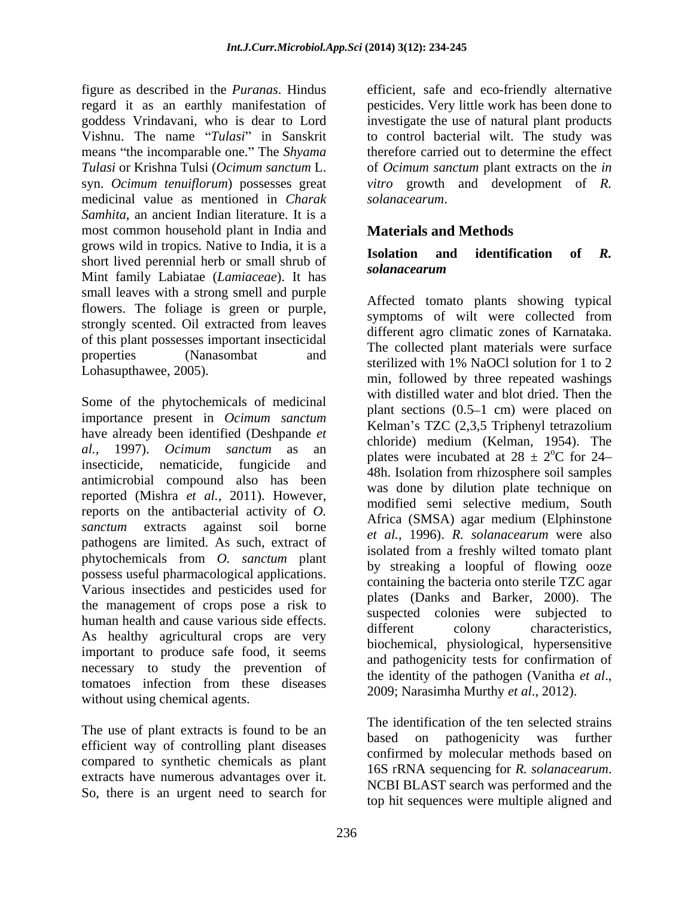figure as described in the *Puranas*. Hindus regard it as an earthly manifestation of goddess Vrindavani, who is dear to Lord Vishnu. The name "*Tulasi*" in Sanskrit means "the incomparable one." The *Shyama Tulasi* or Krishna Tulsi (*Ocimum sanctum* L. syn. *Ocimum tenuiflorum*) possesses great medicinal value as mentioned in *Charak Samhita*, an ancient Indian literature. It is a most common household plant in India and grows wild in tropics. Native to India, it is a short lived perennial herb or small shrub of Mint family Labiatae (*Lamiaceae*). It has small leaves with a strong smell and purple flowers. The foliage is green or purple, strongly scented. Oil extracted from leaves of this plant possesses important insecticidal properties (Nanasombat and Lohasupthawee, 2005).

Some of the phytochemicals of medicinal importance present in *Ocimum sanctum* have already been identified (Deshpande *et al.*, 1997). *Ocimum sanctum* as an insecticide, nematicide, fungicide and antimicrobial compound also has been reported (Mishra *et al.,* 2011). However, reports on the antibacterial activity of *O. sanctum* extracts against soil borne pathogens are limited. As such, extract of phytochemicals from *O. sanctum* plant possess useful pharmacological applications. Various insectides and pesticides used for the management of crops pose a risk to human health and cause various side effects. As healthy agricultural crops are very important to produce safe food, it seems necessary to study the prevention of tomatoes infection from these diseases without using chemical agents.

The use of plant extracts is found to be an efficient way of controlling plant diseases compared to synthetic chemicals as plant extracts have numerous advantages over it. So, there is an urgent need to search for efficient, safe and eco-friendly alternative pesticides. Very little work has been done to investigate the use of natural plant products to control bacterial wilt. The study was therefore carried out to determine the effect of *Ocimum sanctum* plant extracts on the *in vitro* growth and development of *R. solanacearum*.

## Materials and Methods

### Isolation and identification of *R. solanacearum*

Affected tomato plants showing typical symptoms of wilt were collected from different agro climatic zones of Karnataka. The collected plant materials were surface sterilized with 1% NaOCl solution for 1 to 2 min, followed by three repeated washings with distilled water and blot dried. Then the plant sections (0.5–1 cm) were placed on Kelman's TZC (2,3,5 Triphenyl tetrazolium chloride) medium (Kelman, 1954). The plates were incubated at $28 \pm 2^{o}$C for 24–48h. Isolation from rhizosphere soil samples was done by dilution plate technique on modified semi selective medium, South Africa (SMSA) agar medium (Elphinstone *et al.*, 1996). *R. solanacearum* were also isolated from a freshly wilted tomato plant by streaking a loopful of flowing ooze containing the bacteria onto sterile TZC agar plates (Danks and Barker, 2000). The suspected colonies were subjected to different colony characteristics, biochemical, physiological, hypersensitive and pathogenicity tests for confirmation of the identity of the pathogen (Vanitha *et al*., 2009; Narasimha Murthy *et al*., 2012).

The identification of the ten selected strains based on pathogenicity was further confirmed by molecular methods based on 16S rRNA sequencing for *R. solanacearum*. NCBI BLAST search was performed and the top hit sequences were multiple aligned and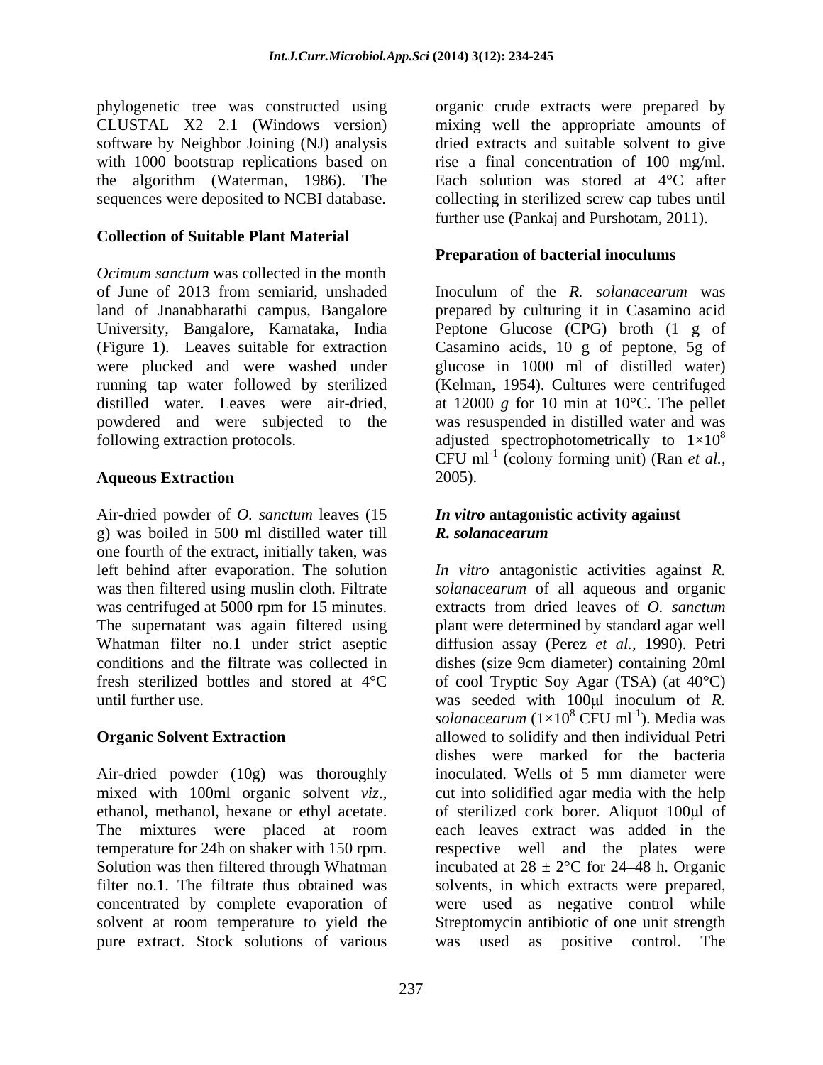phylogenetic tree was constructed using CLUSTAL X2 2.1 (Windows version) software by Neighbor Joining (NJ) analysis with 1000 bootstrap replications based on the algorithm (Waterman, 1986). The sequences were deposited to NCBI database.

**Collection of Suitable Plant Material**

*Ocimum sanctum* was collected in the month of June of 2013 from semiarid, unshaded land of Jnanabharathi campus, Bangalore University, Bangalore, Karnataka, India (Figure 1). Leaves suitable for extraction were plucked and were washed under running tap water followed by sterilized distilled water. Leaves were air-dried, powdered and were subjected to the following extraction protocols.

**Aqueous Extraction**

Air-dried powder of *O. sanctum* leaves (15 g) was boiled in 500 ml distilled water till one fourth of the extract, initially taken, was left behind after evaporation. The solution was then filtered using muslin cloth. Filtrate was centrifuged at 5000 rpm for 15 minutes. The supernatant was again filtered using Whatman filter no.1 under strict aseptic conditions and the filtrate was collected in fresh sterilized bottles and stored at 4°C until further use.

**Organic Solvent Extraction**

Air-dried powder (10g) was thoroughly mixed with 100ml organic solvent *viz*., ethanol, methanol, hexane or ethyl acetate. The mixtures were placed at room temperature for 24h on shaker with 150 rpm. Solution was then filtered through Whatman filter no.1. The filtrate thus obtained was concentrated by complete evaporation of solvent at room temperature to yield the pure extract. Stock solutions of various organic crude extracts were prepared by mixing well the appropriate amounts of dried extracts and suitable solvent to give rise a final concentration of 100 mg/ml. Each solution was stored at 4°C after collecting in sterilized screw cap tubes until further use (Pankaj and Purshotam, 2011).

**Preparation of bacterial inoculums**

Inoculum of the *R. solanacearum* was prepared by culturing it in Casamino acid Peptone Glucose (CPG) broth (1 g of Casamino acids, 10 g of peptone, 5g of glucose in 1000 ml of distilled water) (Kelman, 1954). Cultures were centrifuged at 12000 *g* for 10 min at 10°C. The pellet was resuspended in distilled water and was adjusted spectrophotometrically to $1\times10^{8}$ CFU $ml^{-1}$ (colony forming unit) (Ran *et al.,* 2005).

***In vitro* antagonistic activity against *R. solanacearum***

*In vitro* antagonistic activities against *R. solanacearum* of all aqueous and organic extracts from dried leaves of *O. sanctum* plant were determined by standard agar well diffusion assay (Perez *et al.,* 1990). Petri dishes (size 9cm diameter) containing 20ml of cool Tryptic Soy Agar (TSA) (at 40°C) was seeded with 100μl inoculum of *R. solanacearum* ($1\times10^{8}$ CFU $ml^{-1}$). Media was allowed to solidify and then individual Petri dishes were marked for the bacteria inoculated. Wells of 5 mm diameter were cut into solidified agar media with the help of sterilized cork borer. Aliquot 100μl of each leaves extract was added in the respective well and the plates were incubated at 28 ± 2°C for 24–48 h. Organic solvents, in which extracts were prepared, were used as negative control while Streptomycin antibiotic of one unit strength was used as positive control. The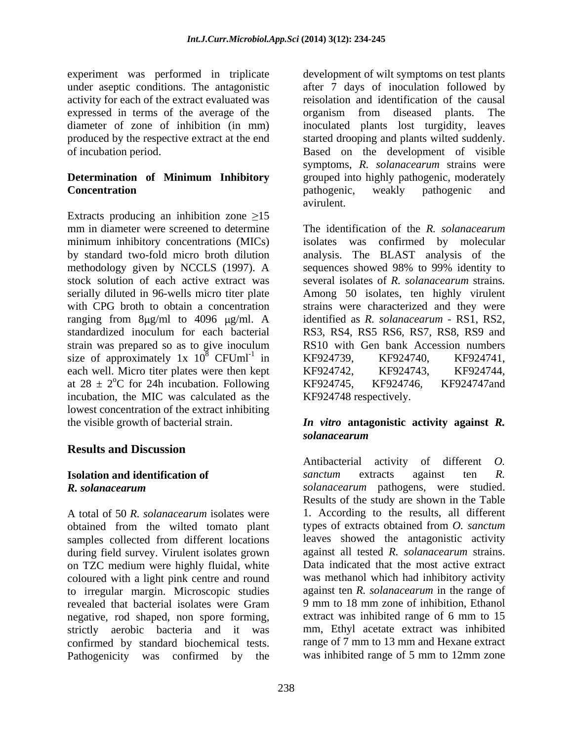experiment was performed in triplicate under aseptic conditions. The antagonistic activity for each of the extract evaluated was expressed in terms of the average of the diameter of zone of inhibition (in mm) produced by the respective extract at the end of incubation period.

**Determination of Minimum Inhibitory Concentration**

Extracts producing an inhibition zone ≥15 mm in diameter were screened to determine minimum inhibitory concentrations (MICs) by standard two-fold micro broth dilution methodology given by NCCLS (1997). A stock solution of each active extract was serially diluted in 96-wells micro titer plate with CPG broth to obtain a concentration ranging from 8μg/ml to 4096 μg/ml. A standardized inoculum for each bacterial strain was prepared so as to give inoculum size of approximately 1x $10^8$ $CFUml^{-1}$ in each well. Micro titer plates were then kept at 28 ± $2^oC$ for 24h incubation. Following incubation, the MIC was calculated as the lowest concentration of the extract inhibiting the visible growth of bacterial strain.

## Results and Discussion

**Isolation and identification of *R. solanacearum***

A total of 50 *R. solanacearum* isolates were obtained from the wilted tomato plant samples collected from different locations during field survey. Virulent isolates grown on TZC medium were highly fluidal, white coloured with a light pink centre and round to irregular margin. Microscopic studies revealed that bacterial isolates were Gram negative, rod shaped, non spore forming, strictly aerobic bacteria and it was confirmed by standard biochemical tests. Pathogenicity was confirmed by the development of wilt symptoms on test plants after 7 days of inoculation followed by reisolation and identification of the causal organism from diseased plants. The inoculated plants lost turgidity, leaves started drooping and plants wilted suddenly. Based on the development of visible symptoms, *R. solanacearum* strains were grouped into highly pathogenic, moderately pathogenic, weakly pathogenic and avirulent.

The identification of the *R. solanacearum* isolates was confirmed by molecular analysis. The BLAST analysis of the sequences showed 98% to 99% identity to several isolates of *R. solanacearum* strains. Among 50 isolates, ten highly virulent strains were characterized and they were identified as *R. solanacearum* - RS1, RS2, RS3, RS4, RS5 RS6, RS7, RS8, RS9 and RS10 with Gen bank Accession numbers KF924739, KF924740, KF924741, KF924742, KF924743, KF924744, KF924745, KF924746, KF924747and KF924748 respectively.

***In vitro* antagonistic activity against *R. solanacearum***

Antibacterial activity of different *O. sanctum* extracts against ten *R. solanacearum* pathogens, were studied. Results of the study are shown in the Table 1. According to the results, all different types of extracts obtained from *O. sanctum* leaves showed the antagonistic activity against all tested *R. solanacearum* strains. Data indicated that the most active extract was methanol which had inhibitory activity against ten *R. solanacearum* in the range of 9 mm to 18 mm zone of inhibition, Ethanol extract was inhibited range of 6 mm to 15 mm, Ethyl acetate extract was inhibited range of 7 mm to 13 mm and Hexane extract was inhibited range of 5 mm to 12mm zone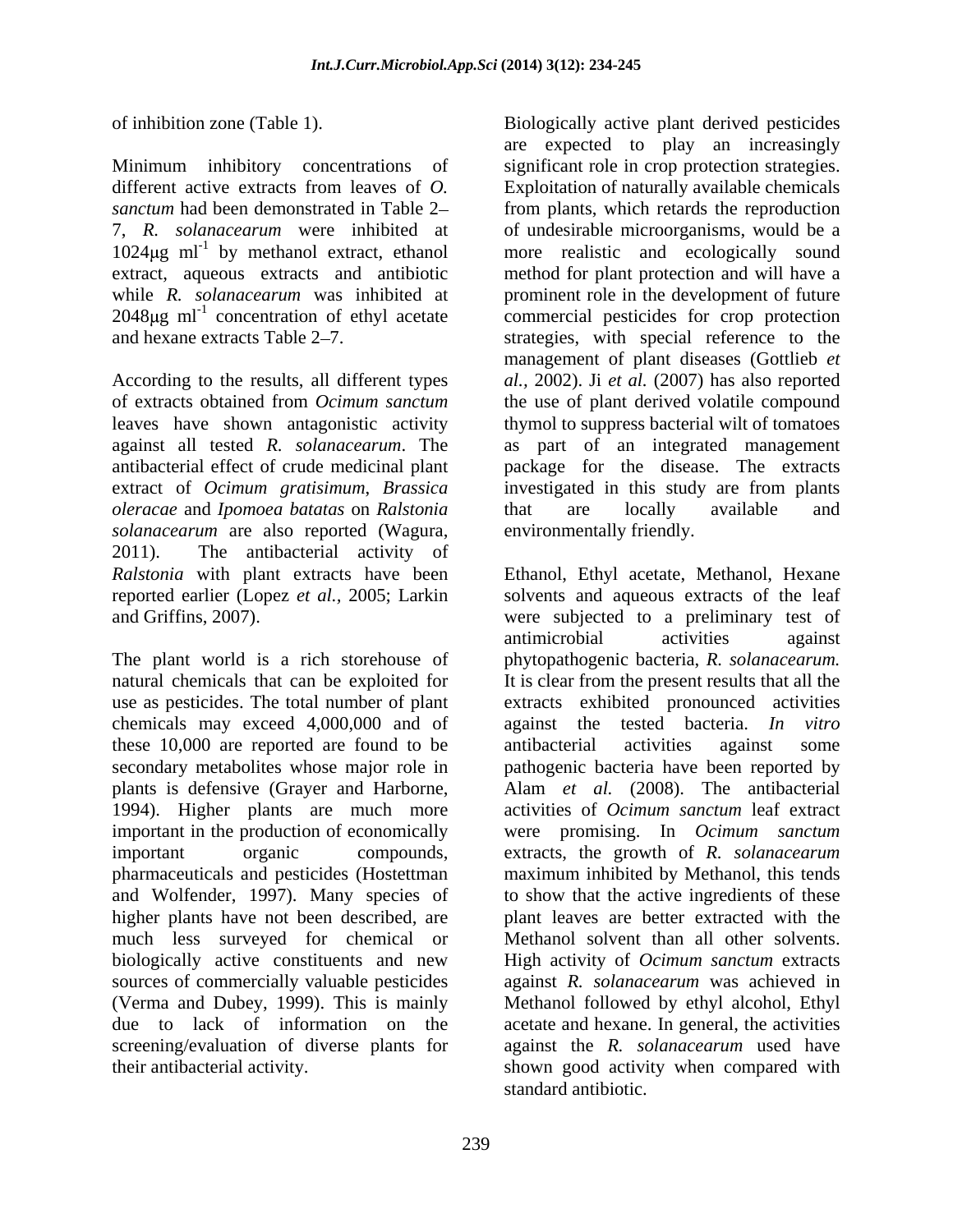of inhibition zone (Table 1).

Minimum inhibitory concentrations of different active extracts from leaves of *O. sanctum* had been demonstrated in Table 2–7, *R. solanacearum* were inhibited at 1024μg ml$^{-1}$ by methanol extract, ethanol extract, aqueous extracts and antibiotic while *R. solanacearum* was inhibited at 2048μg ml$^{-1}$ concentration of ethyl acetate and hexane extracts Table 2–7.

According to the results, all different types of extracts obtained from *Ocimum sanctum* leaves have shown antagonistic activity against all tested *R. solanacearum*. The antibacterial effect of crude medicinal plant extract of *Ocimum gratisimum*, *Brassica oleracae* and *Ipomoea batatas* on *Ralstonia solanacearum* are also reported (Wagura, 2011). The antibacterial activity of *Ralstonia* with plant extracts have been reported earlier (Lopez *et al.*, 2005; Larkin and Griffins, 2007).

The plant world is a rich storehouse of natural chemicals that can be exploited for use as pesticides. The total number of plant chemicals may exceed 4,000,000 and of these 10,000 are reported are found to be secondary metabolites whose major role in plants is defensive (Grayer and Harborne, 1994). Higher plants are much more important in the production of economically important organic compounds, pharmaceuticals and pesticides (Hostettman and Wolfender, 1997). Many species of higher plants have not been described, are much less surveyed for chemical or biologically active constituents and new sources of commercially valuable pesticides (Verma and Dubey, 1999). This is mainly due to lack of information on the screening/evaluation of diverse plants for their antibacterial activity.

Biologically active plant derived pesticides are expected to play an increasingly significant role in crop protection strategies. Exploitation of naturally available chemicals from plants, which retards the reproduction of undesirable microorganisms, would be a more realistic and ecologically sound method for plant protection and will have a prominent role in the development of future commercial pesticides for crop protection strategies, with special reference to the management of plant diseases (Gottlieb *et al.*, 2002). Ji *et al.* (2007) has also reported the use of plant derived volatile compound thymol to suppress bacterial wilt of tomatoes as part of an integrated management package for the disease. The extracts investigated in this study are from plants that are locally available and environmentally friendly.

Ethanol, Ethyl acetate, Methanol, Hexane solvents and aqueous extracts of the leaf were subjected to a preliminary test of antimicrobial activities against phytopathogenic bacteria, *R. solanacearum.* It is clear from the present results that all the extracts exhibited pronounced activities against the tested bacteria. *In vitro* antibacterial activities against some pathogenic bacteria have been reported by Alam *et al.* (2008). The antibacterial activities of *Ocimum sanctum* leaf extract were promising. In *Ocimum sanctum* extracts, the growth of *R. solanacearum* maximum inhibited by Methanol, this tends to show that the active ingredients of these plant leaves are better extracted with the Methanol solvent than all other solvents. High activity of *Ocimum sanctum* extracts against *R. solanacearum* was achieved in Methanol followed by ethyl alcohol, Ethyl acetate and hexane. In general, the activities against the *R. solanacearum* used have shown good activity when compared with standard antibiotic.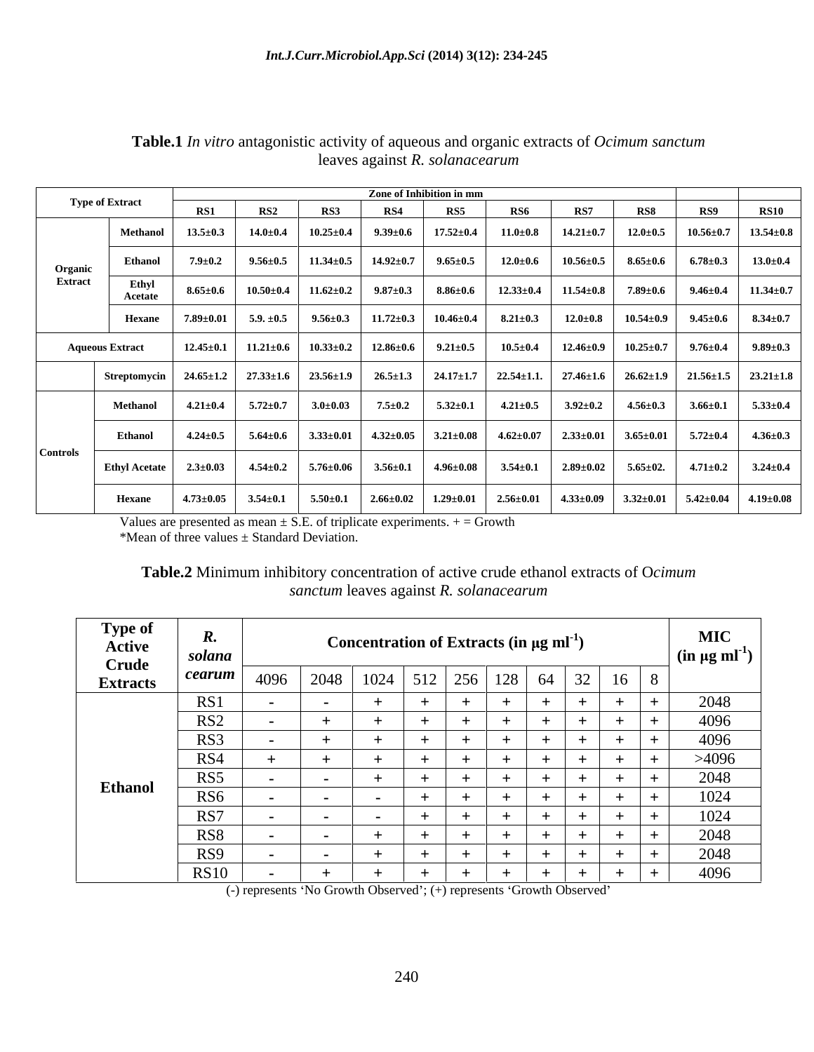**Table.1** *In vitro* antagonistic activity of aqueous and organic extracts of *Ocimum sanctum* leaves against *R. solanacearum*

| Type of Extract | | Zone of Inhibition in mm | | | | | | | | | |
|---|---|---|---|---|---|---|---|---|---|---|---|
| | | RS1 | RS2 | RS3 | RS4 | RS5 | RS6 | RS7 | RS8 | RS9 | RS10 |
| Organic Extract | Methanol | 13.5±0.3 | 14.0±0.4 | 10.25±0.4 | 9.39±0.6 | 17.52±0.4 | 11.0±0.8 | 14.21±0.7 | 12.0±0.5 | 10.56±0.7 | 13.54±0.8 |
| | Ethanol | 7.9±0.2 | 9.56±0.5 | 11.34±0.5 | 14.92±0.7 | 9.65±0.5 | 12.0±0.6 | 10.56±0.5 | 8.65±0.6 | 6.78±0.3 | 13.0±0.4 |
| | Ethyl Acetate | 8.65±0.6 | 10.50±0.4 | 11.62±0.2 | 9.87±0.3 | 8.86±0.6 | 12.33±0.4 | 11.54±0.8 | 7.89±0.6 | 9.46±0.4 | 11.34±0.7 |
| | Hexane | 7.89±0.01 | 5.9. ±0.5 | 9.56±0.3 | 11.72±0.3 | 10.46±0.4 | 8.21±0.3 | 12.0±0.8 | 10.54±0.9 | 9.45±0.6 | 8.34±0.7 |
| Aqueous Extract | | 12.45±0.1 | 11.21±0.6 | 10.33±0.2 | 12.86±0.6 | 9.21±0.5 | 10.5±0.4 | 12.46±0.9 | 10.25±0.7 | 9.76±0.4 | 9.89±0.3 |
| | Streptomycin | 24.65±1.2 | 27.33±1.6 | 23.56±1.9 | 26.5±1.3 | 24.17±1.7 | 22.54±1.1. | 27.46±1.6 | 26.62±1.9 | 21.56±1.5 | 23.21±1.8 |
| Controls | Methanol | 4.21±0.4 | 5.72±0.7 | 3.0±0.03 | 7.5±0.2 | 5.32±0.1 | 4.21±0.5 | 3.92±0.2 | 4.56±0.3 | 3.66±0.1 | 5.33±0.4 |
| | Ethanol | 4.24±0.5 | 5.64±0.6 | 3.33±0.01 | 4.32±0.05 | 3.21±0.08 | 4.62±0.07 | 2.33±0.01 | 3.65±0.01 | 5.72±0.4 | 4.36±0.3 |
| | Ethyl Acetate | 2.3±0.03 | 4.54±0.2 | 5.76±0.06 | 3.56±0.1 | 4.96±0.08 | 3.54±0.1 | 2.89±0.02 | 5.65±02. | 4.71±0.2 | 3.24±0.4 |
| | Hexane | 4.73±0.05 | 3.54±0.1 | 5.50±0.1 | 2.66±0.02 | 1.29±0.01 | 2.56±0.01 | 4.33±0.09 | 3.32±0.01 | 5.42±0.04 | 4.19±0.08 |

Values are presented as mean ± S.E. of triplicate experiments. + = Growth
*Mean of three values ± Standard Deviation.

**Table.2** Minimum inhibitory concentration of active crude ethanol extracts of O*cimum sanctum* leaves against *R. solanacearum*

| Type of Active Crude Extracts | *R. solanacearum* | Concentration of Extracts (in µg $ml^{-1}$) | | | | | | | | | | MIC (in µg $ml^{-1}$) |
|---|---|---|---|---|---|---|---|---|---|---|---|---|
| | | 4096 | 2048 | 1024 | 512 | 256 | 128 | 64 | 32 | 16 | 8 | |
| Ethanol | RS1 | - | - | + | + | + | + | + | + | + | + | 2048 |
| | RS2 | - | + | + | + | + | + | + | + | + | + | 4096 |
| | RS3 | - | + | + | + | + | + | + | + | + | + | 4096 |
| | RS4 | + | + | + | + | + | + | + | + | + | + | >4096 |
| | RS5 | - | - | + | + | + | + | + | + | + | + | 2048 |
| | RS6 | - | - | - | + | + | + | + | + | + | + | 1024 |
| | RS7 | - | - | - | + | + | + | + | + | + | + | 1024 |
| | RS8 | - | - | + | + | + | + | + | + | + | + | 2048 |
| | RS9 | - | - | + | + | + | + | + | + | + | + | 2048 |
| | RS10 | - | + | + | + | + | + | + | + | + | + | 4096 |

(-) represents 'No Growth Observed'; (+) represents 'Growth Observed'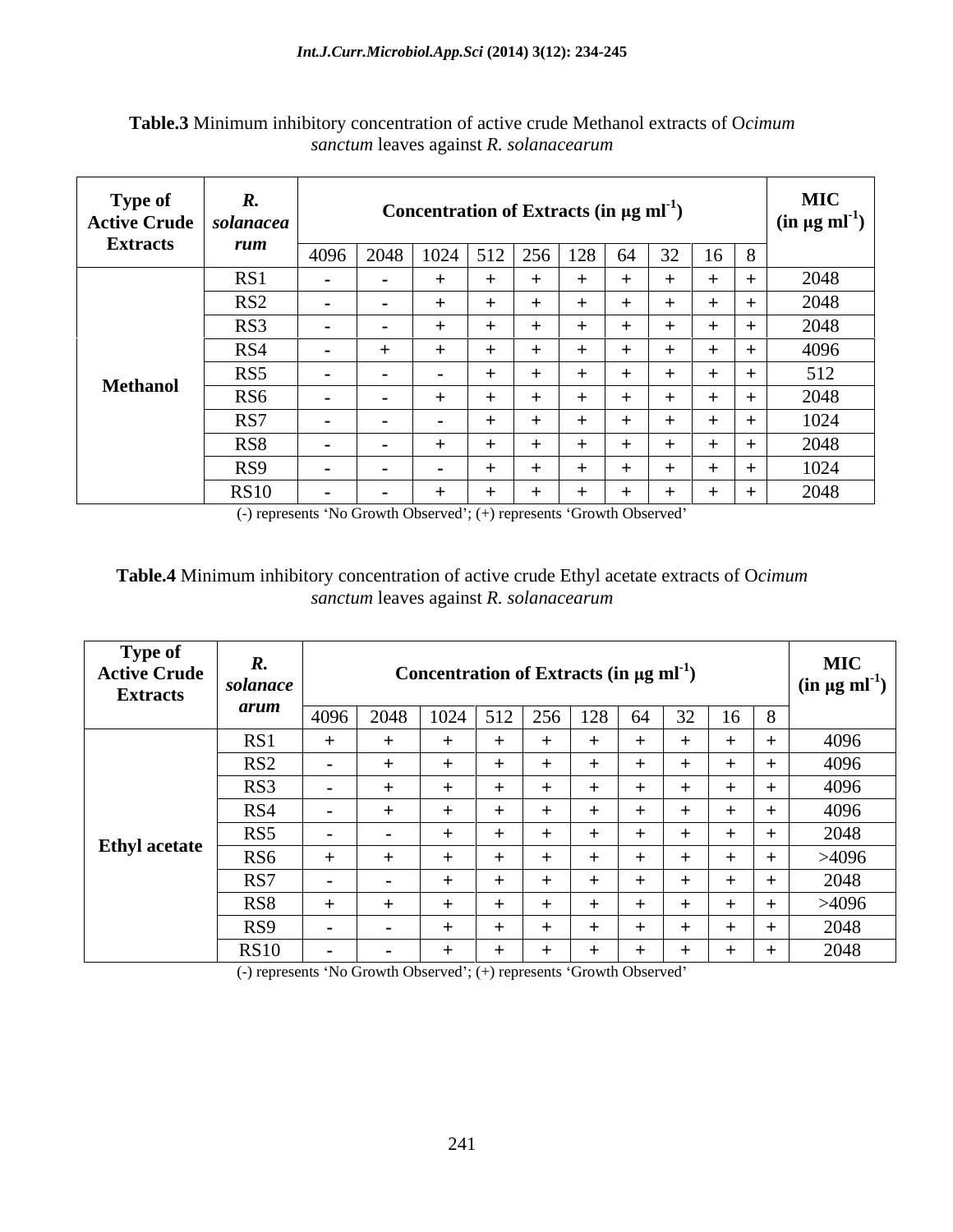**Table.3** Minimum inhibitory concentration of active crude Methanol extracts of O*cimum sanctum* leaves against *R. solanacearum*

| Type of Active Crude Extracts | *R. solanacearum* | Concentration of Extracts (in μg $ml^{-1}$) | | | | | | | | | | MIC (in μg $ml^{-1}$) |
|---|---|---|---|---|---|---|---|---|---|---|---|---|
| | | 4096 | 2048 | 1024 | 512 | 256 | 128 | 64 | 32 | 16 | 8 | |
| Methanol | RS1 | - | - | + | + | + | + | + | + | + | + | 2048 |
| | RS2 | - | - | + | + | + | + | + | + | + | + | 2048 |
| | RS3 | - | - | + | + | + | + | + | + | + | + | 2048 |
| | RS4 | - | + | + | + | + | + | + | + | + | + | 4096 |
| | RS5 | - | - | - | + | + | + | + | + | + | + | 512 |
| | RS6 | - | - | + | + | + | + | + | + | + | + | 2048 |
| | RS7 | - | - | - | + | + | + | + | + | + | + | 1024 |
| | RS8 | - | - | + | + | + | + | + | + | + | + | 2048 |
| | RS9 | - | - | - | + | + | + | + | + | + | + | 1024 |
| | RS10 | - | - | + | + | + | + | + | + | + | + | 2048 |

(-) represents 'No Growth Observed'; (+) represents 'Growth Observed'

**Table.4** Minimum inhibitory concentration of active crude Ethyl acetate extracts of O*cimum sanctum* leaves against *R. solanacearum*

| Type of Active Crude Extracts | *R. solanacearum* | Concentration of Extracts (in μg $ml^{-1}$) | | | | | | | | | | MIC (in μg $ml^{-1}$) |
|---|---|---|---|---|---|---|---|---|---|---|---|---|
| | | 4096 | 2048 | 1024 | 512 | 256 | 128 | 64 | 32 | 16 | 8 | |
| Ethyl acetate | RS1 | + | + | + | + | + | + | + | + | + | + | 4096 |
| | RS2 | - | + | + | + | + | + | + | + | + | + | 4096 |
| | RS3 | - | + | + | + | + | + | + | + | + | + | 4096 |
| | RS4 | - | + | + | + | + | + | + | + | + | + | 4096 |
| | RS5 | - | - | + | + | + | + | + | + | + | + | 2048 |
| | RS6 | + | + | + | + | + | + | + | + | + | + | >4096 |
| | RS7 | - | - | + | + | + | + | + | + | + | + | 2048 |
| | RS8 | + | + | + | + | + | + | + | + | + | + | >4096 |
| | RS9 | - | - | + | + | + | + | + | + | + | + | 2048 |
| | RS10 | - | - | + | + | + | + | + | + | + | + | 2048 |

(-) represents 'No Growth Observed'; (+) represents 'Growth Observed'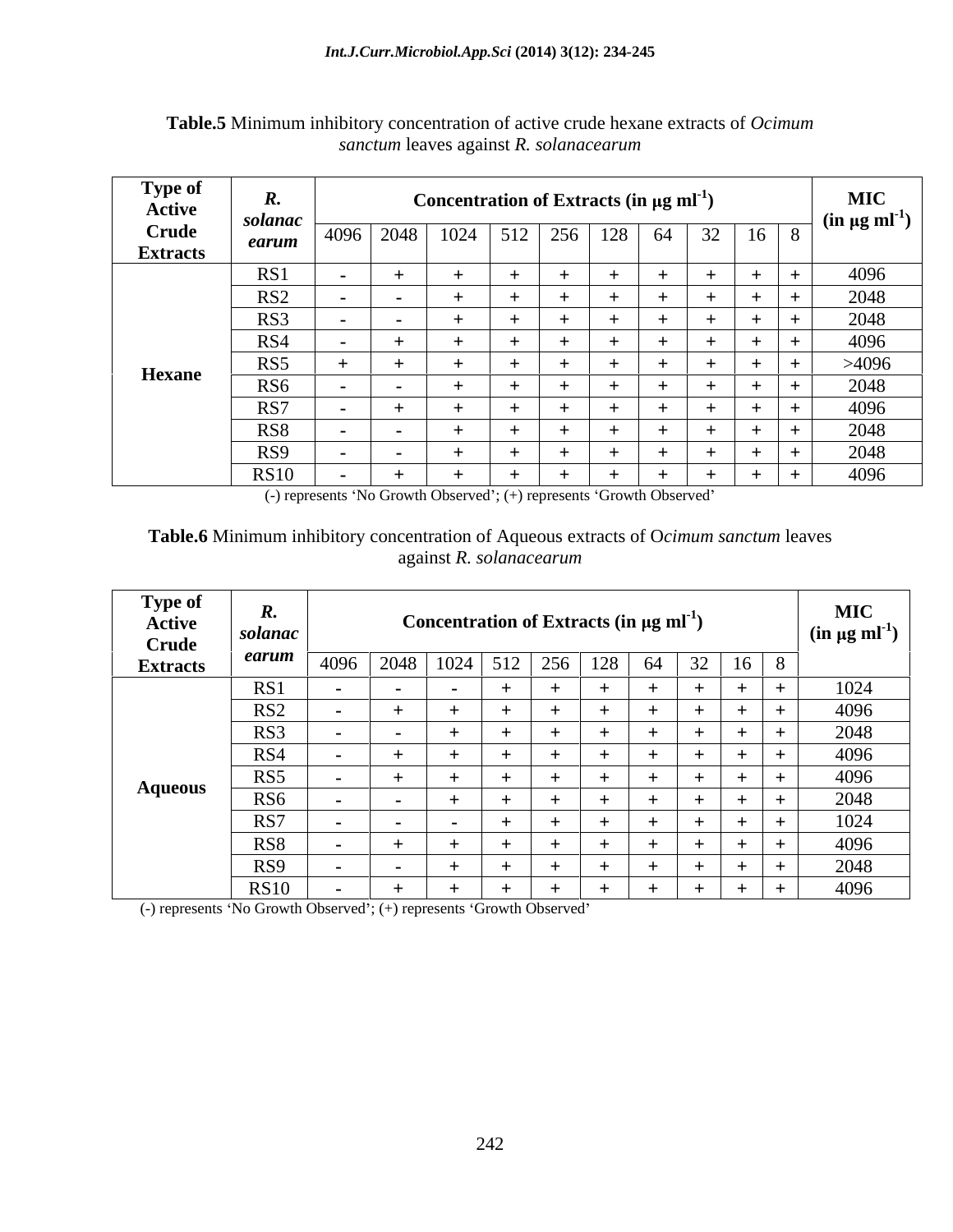**Table.5** Minimum inhibitory concentration of active crude hexane extracts of *Ocimum sanctum* leaves against *R. solanacearum*

| Type of Active Crude Extracts | *R. solanacearum* | Concentration of Extracts (in µg $ml^{-1}$) | | | | | | | | | | MIC (in µg $ml^{-1}$) |
|---|---|---|---|---|---|---|---|---|---|---|---|---|
| | | 4096 | 2048 | 1024 | 512 | 256 | 128 | 64 | 32 | 16 | 8 | |
| Hexane | RS1 | - | + | + | + | + | + | + | + | + | + | 4096 |
| | RS2 | - | - | + | + | + | + | + | + | + | + | 2048 |
| | RS3 | - | - | + | + | + | + | + | + | + | + | 2048 |
| | RS4 | - | + | + | + | + | + | + | + | + | + | 4096 |
| | RS5 | + | + | + | + | + | + | + | + | + | + | >4096 |
| | RS6 | - | - | + | + | + | + | + | + | + | + | 2048 |
| | RS7 | - | + | + | + | + | + | + | + | + | + | 4096 |
| | RS8 | - | - | + | + | + | + | + | + | + | + | 2048 |
| | RS9 | - | - | + | + | + | + | + | + | + | + | 2048 |
| | RS10 | - | + | + | + | + | + | + | + | + | + | 4096 |

(-) represents 'No Growth Observed'; (+) represents 'Growth Observed'

**Table.6** Minimum inhibitory concentration of Aqueous extracts of O*cimum sanctum* leaves against *R. solanacearum*

| Type of Active Crude Extracts | *R. solanacearum* | Concentration of Extracts (in µg $ml^{-1}$) | | | | | | | | | | MIC (in µg $ml^{-1}$) |
|---|---|---|---|---|---|---|---|---|---|---|---|---|
| | | 4096 | 2048 | 1024 | 512 | 256 | 128 | 64 | 32 | 16 | 8 | |
| Aqueous | RS1 | - | - | - | + | + | + | + | + | + | + | 1024 |
| | RS2 | - | + | + | + | + | + | + | + | + | + | 4096 |
| | RS3 | - | - | + | + | + | + | + | + | + | + | 2048 |
| | RS4 | - | + | + | + | + | + | + | + | + | + | 4096 |
| | RS5 | - | + | + | + | + | + | + | + | + | + | 4096 |
| | RS6 | - | - | + | + | + | + | + | + | + | + | 2048 |
| | RS7 | - | - | - | + | + | + | + | + | + | + | 1024 |
| | RS8 | - | + | + | + | + | + | + | + | + | + | 4096 |
| | RS9 | - | - | + | + | + | + | + | + | + | + | 2048 |
| | RS10 | - | + | + | + | + | + | + | + | + | + | 4096 |

(-) represents 'No Growth Observed'; (+) represents 'Growth Observed'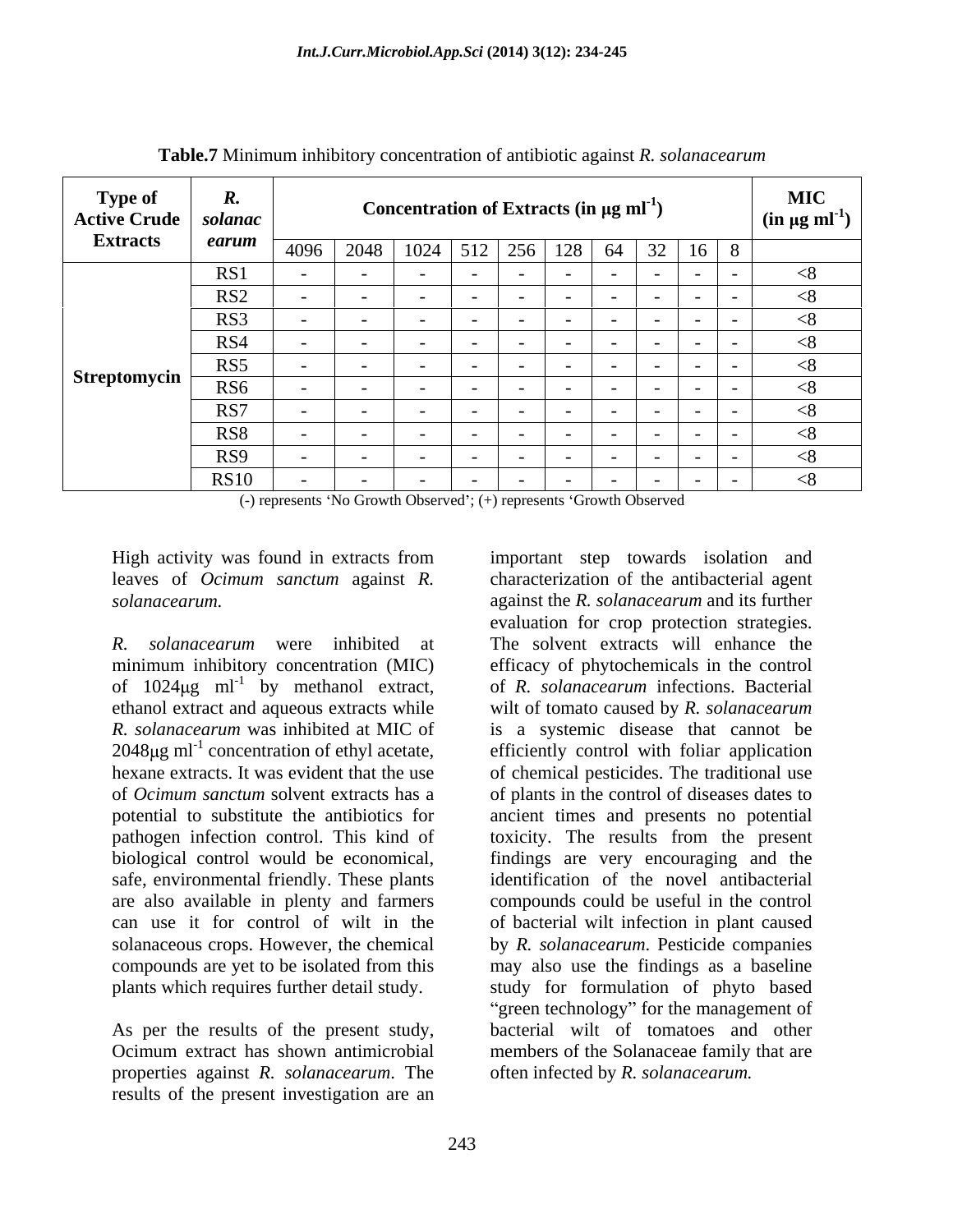**Table.7** Minimum inhibitory concentration of antibiotic against *R. solanacearum*

| Type of Active Crude Extracts | *R. solanacearum* | Concentration of Extracts (in µg ml$^{-1}$) | | | | | | | | | | MIC (in µg ml$^{-1}$) |
|---|---|---|---|---|---|---|---|---|---|---|---|---|
| | | 4096 | 2048 | 1024 | 512 | 256 | 128 | 64 | 32 | 16 | 8 | |
| Streptomycin | RS1 | - | - | - | - | - | - | - | - | - | - | <8 |
| | RS2 | - | - | - | - | - | - | - | - | - | - | <8 |
| | RS3 | - | - | - | - | - | - | - | - | - | - | <8 |
| | RS4 | - | - | - | - | - | - | - | - | - | - | <8 |
| | RS5 | - | - | - | - | - | - | - | - | - | - | <8 |
| | RS6 | - | - | - | - | - | - | - | - | - | - | <8 |
| | RS7 | - | - | - | - | - | - | - | - | - | - | <8 |
| | RS8 | - | - | - | - | - | - | - | - | - | - | <8 |
| | RS9 | - | - | - | - | - | - | - | - | - | - | <8 |
| | RS10 | - | - | - | - | - | - | - | - | - | - | <8 |

(-) represents 'No Growth Observed'; (+) represents 'Growth Observed'

High activity was found in extracts from leaves of *Ocimum sanctum* against *R. solanacearum.*

*R. solanacearum* were inhibited at minimum inhibitory concentration (MIC) of 1024µg ml$^{-1}$ by methanol extract, ethanol extract and aqueous extracts while *R. solanacearum* was inhibited at MIC of 2048µg ml$^{-1}$ concentration of ethyl acetate, hexane extracts. It was evident that the use of *Ocimum sanctum* solvent extracts has a potential to substitute the antibiotics for pathogen infection control. This kind of biological control would be economical, safe, environmental friendly. These plants are also available in plenty and farmers can use it for control of wilt in the solanaceous crops. However, the chemical compounds are yet to be isolated from this plants which requires further detail study.

As per the results of the present study, Ocimum extract has shown antimicrobial properties against *R. solanacearum*. The results of the present investigation are an important step towards isolation and characterization of the antibacterial agent against the *R. solanacearum* and its further evaluation for crop protection strategies. The solvent extracts will enhance the efficacy of phytochemicals in the control of *R. solanacearum* infections. Bacterial wilt of tomato caused by *R. solanacearum* is a systemic disease that cannot be efficiently control with foliar application of chemical pesticides. The traditional use of plants in the control of diseases dates to ancient times and presents no potential toxicity. The results from the present findings are very encouraging and the identification of the novel antibacterial compounds could be useful in the control of bacterial wilt infection in plant caused by *R. solanacearum*. Pesticide companies may also use the findings as a baseline study for formulation of phyto based "green technology" for the management of bacterial wilt of tomatoes and other members of the Solanaceae family that are often infected by *R. solanacearum.*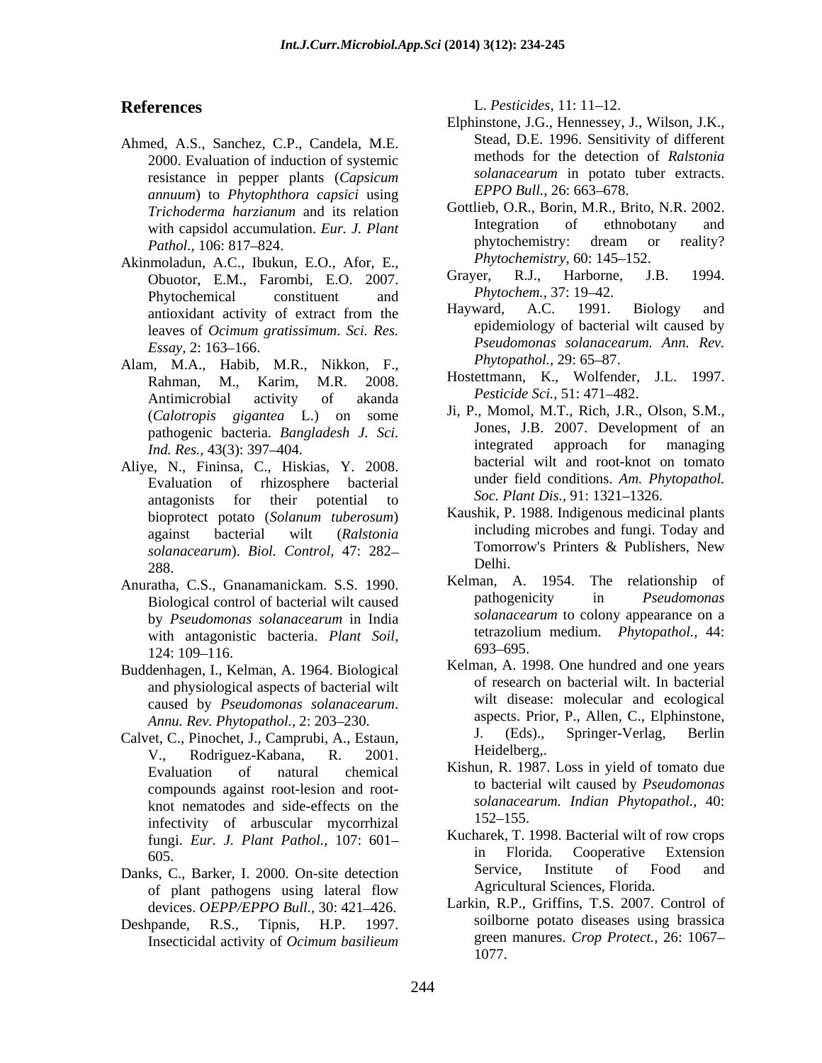## References

Ahmed, A.S., Sanchez, C.P., Candela, M.E. 2000. Evaluation of induction of systemic resistance in pepper plants (*Capsicum annuum*) to *Phytophthora capsici* using *Trichoderma harzianum* and its relation with capsidol accumulation. *Eur. J. Plant Pathol.,* 106: 817–824.

Akinmoladun, A.C., Ibukun, E.O., Afor, E., Obuotor, E.M., Farombi, E.O. 2007. Phytochemical constituent and antioxidant activity of extract from the leaves of *Ocimum gratissimum*. *Sci. Res. Essay,* 2: 163–166.

Alam, M.A., Habib, M.R., Nikkon, F., Rahman, M., Karim, M.R. 2008. Antimicrobial activity of akanda (*Calotropis gigantea* L.) on some pathogenic bacteria. *Bangladesh J. Sci. Ind. Res.,* 43(3): 397–404.

Aliye, N., Fininsa, C., Hiskias, Y. 2008. Evaluation of rhizosphere bacterial antagonists for their potential to bioprotect potato (*Solanum tuberosum*) against bacterial wilt (*Ralstonia solanacearum*). *Biol. Control,* 47: 282–288.

Anuratha, C.S., Gnanamanickam. S.S. 1990. Biological control of bacterial wilt caused by *Pseudomonas solanacearum* in India with antagonistic bacteria. *Plant Soil,* 124: 109–116.

Buddenhagen, I., Kelman, A. 1964. Biological and physiological aspects of bacterial wilt caused by *Pseudomonas solanacearum*. *Annu. Rev. Phytopathol.,* 2: 203–230.

Calvet, C., Pinochet, J., Camprubi, A., Estaun, V., Rodriguez-Kabana, R. 2001. Evaluation of natural chemical compounds against root-lesion and root-knot nematodes and side-effects on the infectivity of arbuscular mycorrhizal fungi. *Eur. J. Plant Pathol.,* 107: 601–605.

Danks, C., Barker, I. 2000. On-site detection of plant pathogens using lateral flow devices. *OEPP/EPPO Bull.,* 30: 421–426.

Deshpande, R.S., Tipnis, H.P. 1997. Insecticidal activity of *Ocimum basilieum* L. *Pesticides,* 11: 11–12.

Elphinstone, J.G., Hennessey, J., Wilson, J.K., Stead, D.E. 1996. Sensitivity of different methods for the detection of *Ralstonia solanacearum* in potato tuber extracts. *EPPO Bull.,* 26: 663–678.

Gottlieb, O.R., Borin, M.R., Brito, N.R. 2002. Integration of ethnobotany and phytochemistry: dream or reality? *Phytochemistry,* 60: 145–152.

Grayer, R.J., Harborne, J.B. 1994. *Phytochem.,* 37: 19–42.

Hayward, A.C. 1991. Biology and epidemiology of bacterial wilt caused by *Pseudomonas solanacearum. Ann. Rev. Phytopathol.,* 29: 65–87.

Hostettmann, K., Wolfender, J.L. 1997. *Pesticide Sci.,* 51: 471–482.

Ji, P., Momol, M.T., Rich, J.R., Olson, S.M., Jones, J.B. 2007. Development of an integrated approach for managing bacterial wilt and root-knot on tomato under field conditions. *Am. Phytopathol. Soc. Plant Dis.,* 91: 1321–1326.

Kaushik, P. 1988. Indigenous medicinal plants including microbes and fungi. Today and Tomorrow's Printers & Publishers, New Delhi.

Kelman, A. 1954. The relationship of pathogenicity in *Pseudomonas solanacearum* to colony appearance on a tetrazolium medium. *Phytopathol.,* 44: 693–695.

Kelman, A. 1998. One hundred and one years of research on bacterial wilt. In bacterial wilt disease: molecular and ecological aspects. Prior, P., Allen, C., Elphinstone, J. (Eds)., Springer-Verlag, Berlin Heidelberg,.

Kishun, R. 1987. Loss in yield of tomato due to bacterial wilt caused by *Pseudomonas solanacearum. Indian Phytopathol.,* 40: 152–155.

Kucharek, T. 1998. Bacterial wilt of row crops in Florida. Cooperative Extension Service, Institute of Food and Agricultural Sciences, Florida.

Larkin, R.P., Griffins, T.S. 2007. Control of soilborne potato diseases using brassica green manures. *Crop Protect.,* 26: 1067–1077.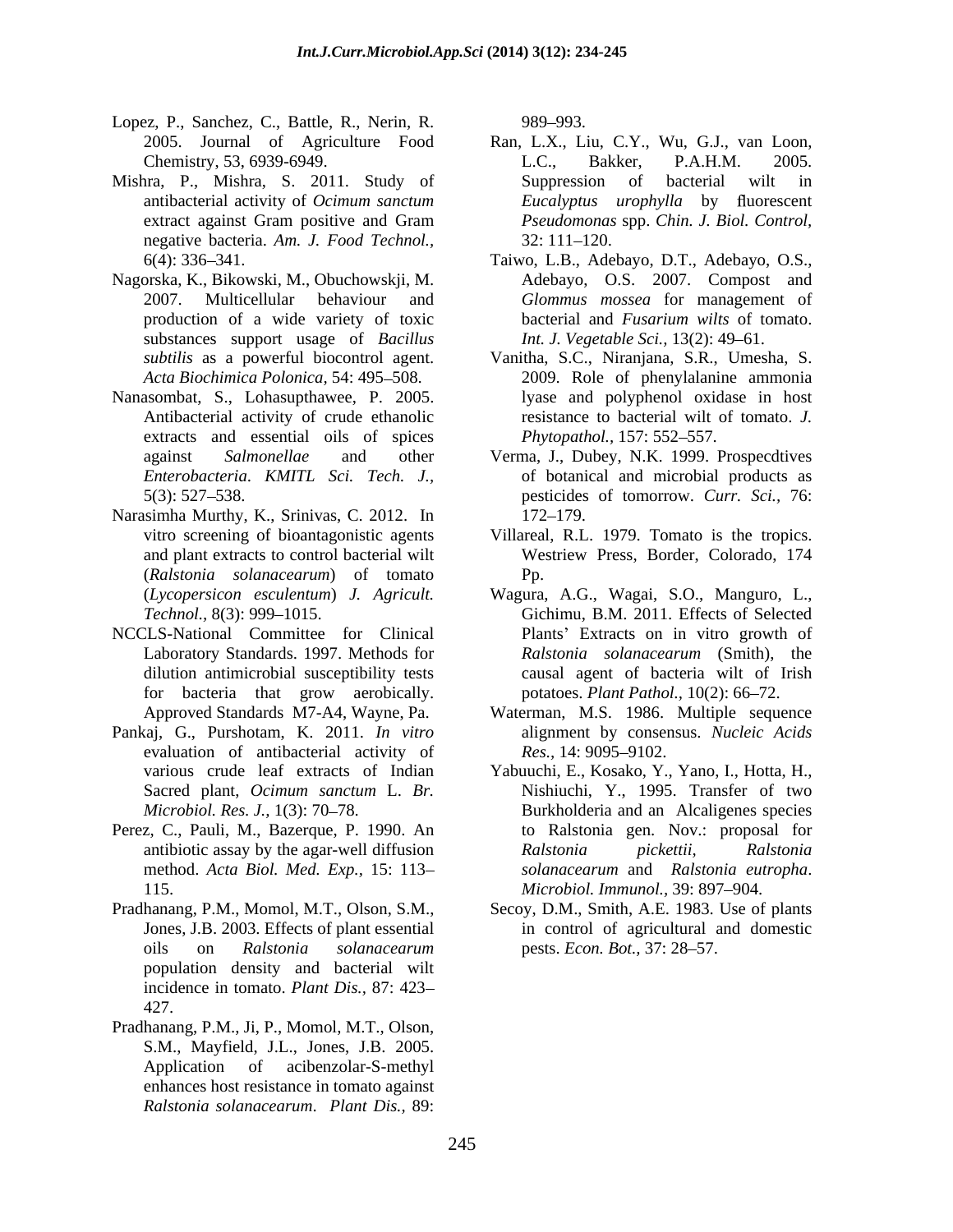Lopez, P., Sanchez, C., Battle, R., Nerin, R. 2005. Journal of Agriculture Food Chemistry, 53, 6939-6949.

Mishra, P., Mishra, S. 2011. Study of antibacterial activity of *Ocimum sanctum* extract against Gram positive and Gram negative bacteria. *Am. J. Food Technol.,* 6(4): 336–341.

Nagorska, K., Bikowski, M., Obuchowskji, M. 2007. Multicellular behaviour and production of a wide variety of toxic substances support usage of *Bacillus subtilis* as a powerful biocontrol agent. *Acta Biochimica Polonica,* 54: 495–508.

Nanasombat, S., Lohasupthawee, P. 2005. Antibacterial activity of crude ethanolic extracts and essential oils of spices against *Salmonellae* and other *Enterobacteria*. *KMITL Sci. Tech. J.,* 5(3): 527–538.

Narasimha Murthy, K., Srinivas, C. 2012. In vitro screening of bioantagonistic agents and plant extracts to control bacterial wilt (*Ralstonia solanacearum*) of tomato (*Lycopersicon esculentum*) *J. Agricult. Technol.,* 8(3): 999–1015.

NCCLS-National Committee for Clinical Laboratory Standards. 1997. Methods for dilution antimicrobial susceptibility tests for bacteria that grow aerobically. Approved Standards M7-A4, Wayne, Pa.

Pankaj, G., Purshotam, K. 2011. *In vitro* evaluation of antibacterial activity of various crude leaf extracts of Indian Sacred plant, *Ocimum sanctum* L. *Br. Microbiol. Res. J.,* 1(3): 70–78.

Perez, C., Pauli, M., Bazerque, P. 1990. An antibiotic assay by the agar-well diffusion method. *Acta Biol. Med. Exp.,* 15: 113–115.

Pradhanang, P.M., Momol, M.T., Olson, S.M., Jones, J.B. 2003. Effects of plant essential oils on *Ralstonia solanacearum* population density and bacterial wilt incidence in tomato. *Plant Dis.,* 87: 423–427.

Pradhanang, P.M., Ji, P., Momol, M.T., Olson, S.M., Mayfield, J.L., Jones, J.B. 2005. Application of acibenzolar-S-methyl enhances host resistance in tomato against *Ralstonia solanacearum*. *Plant Dis.,* 89: 989–993.

Ran, L.X., Liu, C.Y., Wu, G.J., van Loon, L.C., Bakker, P.A.H.M. 2005. Suppression of bacterial wilt in *Eucalyptus urophylla* by fluorescent *Pseudomonas* spp. *Chin. J. Biol. Control,* 32: 111–120.

Taiwo, L.B., Adebayo, D.T., Adebayo, O.S., Adebayo, O.S. 2007. Compost and *Glommus mossea* for management of bacterial and *Fusarium wilts* of tomato. *Int. J. Vegetable Sci.,* 13(2): 49–61.

Vanitha, S.C., Niranjana, S.R., Umesha, S. 2009. Role of phenylalanine ammonia lyase and polyphenol oxidase in host resistance to bacterial wilt of tomato. *J. Phytopathol.,* 157: 552–557.

Verma, J., Dubey, N.K. 1999. Prospecdtives of botanical and microbial products as pesticides of tomorrow. *Curr. Sci.,* 76: 172–179.

Villareal, R.L. 1979. Tomato is the tropics. Westriew Press, Border, Colorado, 174 Pp.

Wagura, A.G., Wagai, S.O., Manguro, L., Gichimu, B.M. 2011. Effects of Selected Plants' Extracts on in vitro growth of *Ralstonia solanacearum* (Smith), the causal agent of bacteria wilt of Irish potatoes. *Plant Pathol.,* 10(2): 66–72.

Waterman, M.S. 1986. Multiple sequence alignment by consensus. *Nucleic Acids Res.,* 14: 9095–9102.

Yabuuchi, E., Kosako, Y., Yano, I., Hotta, H., Nishiuchi, Y., 1995. Transfer of two Burkholderia and an Alcaligenes species to Ralstonia gen. Nov.: proposal for *Ralstonia pickettii, Ralstonia solanacearum* and *Ralstonia eutropha*. *Microbiol. Immunol.,* 39: 897–904.

Secoy, D.M., Smith, A.E. 1983. Use of plants in control of agricultural and domestic pests. *Econ. Bot.,* 37: 28–57.